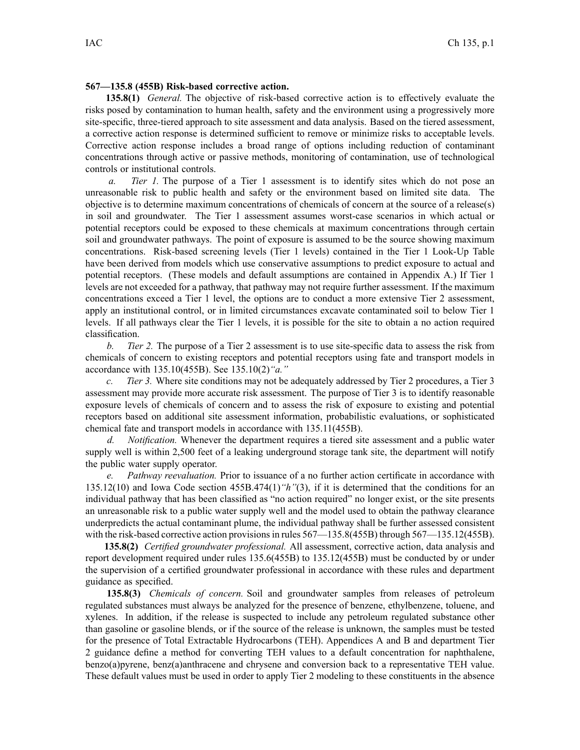**567—135.8 (455B) Risk-based corrective action.**

**135.8(1)** *General.* The objective of risk-based corrective action is to effectively evaluate the risks posed by contamination to human health, safety and the environment using a progressively more site-specific, three-tiered approach to site assessment and data analysis. Based on the tiered assessment, a corrective action response is determined sufficient to remove or minimize risks to acceptable levels. Corrective action response includes a broad range of options including reduction of contaminant concentrations through active or passive methods, monitoring of contamination, use of technological controls or institutional controls.

*a.* *Tier 1.* The purpose of a Tier 1 assessment is to identify sites which do not pose an unreasonable risk to public health and safety or the environment based on limited site data. The objective is to determine maximum concentrations of chemicals of concern at the source of a release(s) in soil and groundwater. The Tier 1 assessment assumes worst-case scenarios in which actual or potential receptors could be exposed to these chemicals at maximum concentrations through certain soil and groundwater pathways. The point of exposure is assumed to be the source showing maximum concentrations. Risk-based screening levels (Tier 1 levels) contained in the Tier 1 Look-Up Table have been derived from models which use conservative assumptions to predict exposure to actual and potential receptors. (These models and default assumptions are contained in Appendix A.) If Tier 1 levels are not exceeded for a pathway, that pathway may not require further assessment. If the maximum concentrations exceed a Tier 1 level, the options are to conduct a more extensive Tier 2 assessment, apply an institutional control, or in limited circumstances excavate contaminated soil to below Tier 1 levels. If all pathways clear the Tier 1 levels, it is possible for the site to obtain a no action required classification.

*b.* *Tier 2.* The purpose of a Tier 2 assessment is to use site-specific data to assess the risk from chemicals of concern to existing receptors and potential receptors using fate and transport models in accordance with 135.10(455B). See 135.10(2)*"a."*

*c.* *Tier 3.* Where site conditions may not be adequately addressed by Tier 2 procedures, a Tier 3 assessment may provide more accurate risk assessment. The purpose of Tier 3 is to identify reasonable exposure levels of chemicals of concern and to assess the risk of exposure to existing and potential receptors based on additional site assessment information, probabilistic evaluations, or sophisticated chemical fate and transport models in accordance with 135.11(455B).

*d.* *Notification.* Whenever the department requires a tiered site assessment and a public water supply well is within 2,500 feet of a leaking underground storage tank site, the department will notify the public water supply operator.

*e.* *Pathway reevaluation.* Prior to issuance of a no further action certificate in accordance with 135.12(10) and Iowa Code section 455B.474(1)*"h"*(3), if it is determined that the conditions for an individual pathway that has been classified as "no action required" no longer exist, or the site presents an unreasonable risk to a public water supply well and the model used to obtain the pathway clearance underpredicts the actual contaminant plume, the individual pathway shall be further assessed consistent with the risk-based corrective action provisions in rules 567—135.8(455B) through 567—135.12(455B).

**135.8(2)** *Certified groundwater professional.* All assessment, corrective action, data analysis and report development required under rules 135.6(455B) to 135.12(455B) must be conducted by or under the supervision of a certified groundwater professional in accordance with these rules and department guidance as specified.

**135.8(3)** *Chemicals of concern.* Soil and groundwater samples from releases of petroleum regulated substances must always be analyzed for the presence of benzene, ethylbenzene, toluene, and xylenes. In addition, if the release is suspected to include any petroleum regulated substance other than gasoline or gasoline blends, or if the source of the release is unknown, the samples must be tested for the presence of Total Extractable Hydrocarbons (TEH). Appendices A and B and department Tier 2 guidance define a method for converting TEH values to a default concentration for naphthalene, benzo(a)pyrene, benz(a)anthracene and chrysene and conversion back to a representative TEH value. These default values must be used in order to apply Tier 2 modeling to these constituents in the absence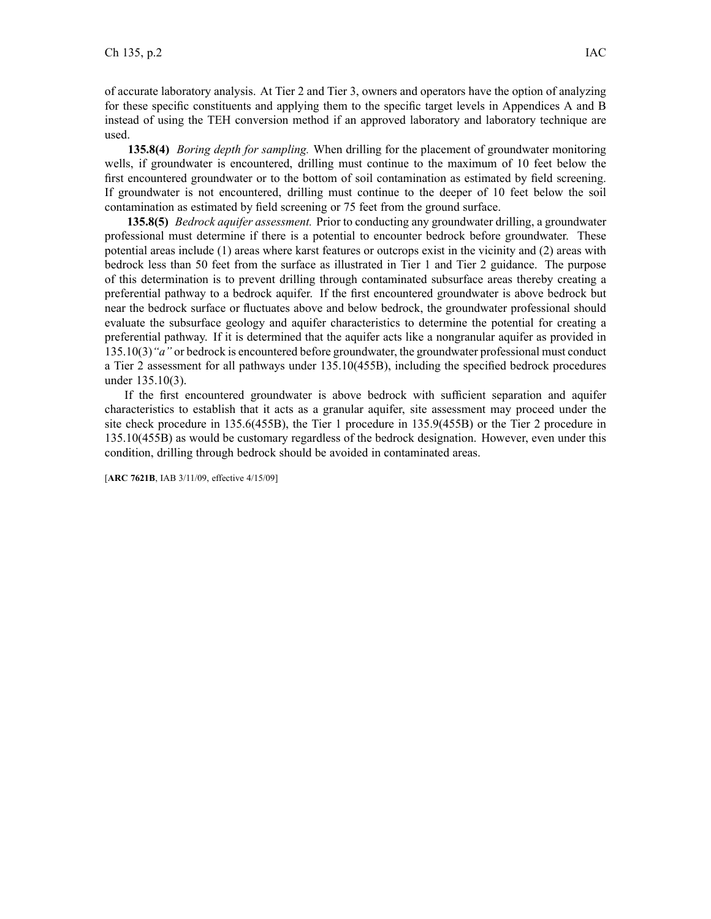of accurate laboratory analysis. At Tier 2 and Tier 3, owners and operators have the option of analyzing for these specific constituents and applying them to the specific target levels in Appendices A and B instead of using the TEH conversion method if an approved laboratory and laboratory technique are used.

**135.8(4)** *Boring depth for sampling.* When drilling for the placement of groundwater monitoring wells, if groundwater is encountered, drilling must continue to the maximum of 10 feet below the first encountered groundwater or to the bottom of soil contamination as estimated by field screening. If groundwater is not encountered, drilling must continue to the deeper of 10 feet below the soil contamination as estimated by field screening or 75 feet from the ground surface.

**135.8(5)** *Bedrock aquifer assessment.* Prior to conducting any groundwater drilling, a groundwater professional must determine if there is a potential to encounter bedrock before groundwater. These potential areas include (1) areas where karst features or outcrops exist in the vicinity and (2) areas with bedrock less than 50 feet from the surface as illustrated in Tier 1 and Tier 2 guidance. The purpose of this determination is to prevent drilling through contaminated subsurface areas thereby creating a preferential pathway to a bedrock aquifer. If the first encountered groundwater is above bedrock but near the bedrock surface or fluctuates above and below bedrock, the groundwater professional should evaluate the subsurface geology and aquifer characteristics to determine the potential for creating a preferential pathway. If it is determined that the aquifer acts like a nongranular aquifer as provided in 135.10(3)*"a"* or bedrock is encountered before groundwater, the groundwater professional must conduct a Tier 2 assessment for all pathways under 135.10(455B), including the specified bedrock procedures under 135.10(3).

If the first encountered groundwater is above bedrock with sufficient separation and aquifer characteristics to establish that it acts as a granular aquifer, site assessment may proceed under the site check procedure in 135.6(455B), the Tier 1 procedure in 135.9(455B) or the Tier 2 procedure in 135.10(455B) as would be customary regardless of the bedrock designation. However, even under this condition, drilling through bedrock should be avoided in contaminated areas.

[**ARC 7621B**, IAB 3/11/09, effective 4/15/09]